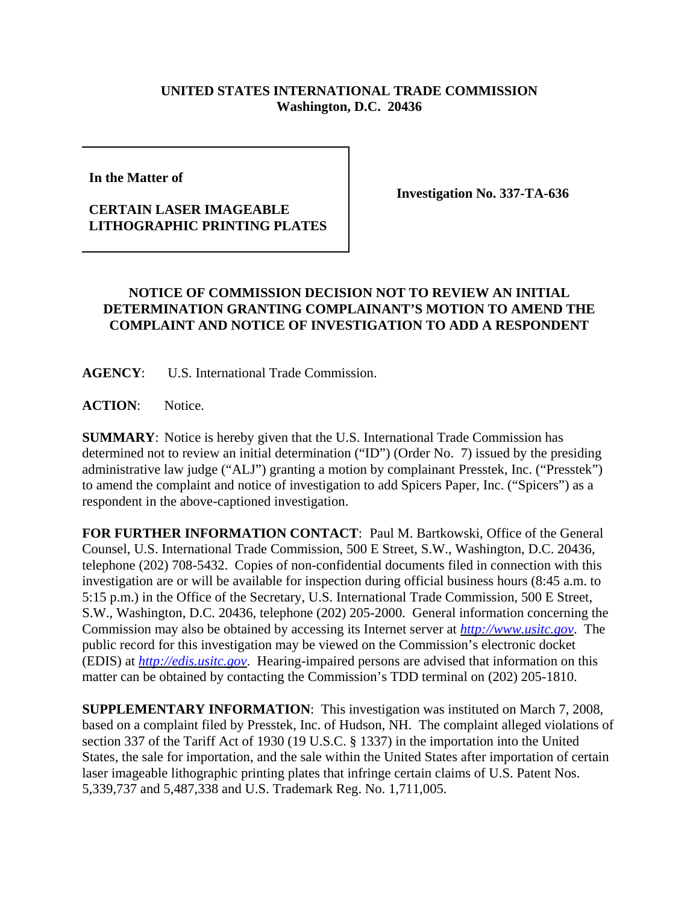**UNITED STATES INTERNATIONAL TRADE COMMISSION**
**Washington, D.C. 20436**

**In the Matter of**

**CERTAIN LASER IMAGEABLE LITHOGRAPHIC PRINTING PLATES**

**Investigation No. 337-TA-636**

## NOTICE OF COMMISSION DECISION NOT TO REVIEW AN INITIAL DETERMINATION GRANTING COMPLAINANT'S MOTION TO AMEND THE COMPLAINT AND NOTICE OF INVESTIGATION TO ADD A RESPONDENT

**AGENCY**: U.S. International Trade Commission.

**ACTION**: Notice.

**SUMMARY**: Notice is hereby given that the U.S. International Trade Commission has determined not to review an initial determination ("ID") (Order No. 7) issued by the presiding administrative law judge ("ALJ") granting a motion by complainant Presstek, Inc. ("Presstek") to amend the complaint and notice of investigation to add Spicers Paper, Inc. ("Spicers") as a respondent in the above-captioned investigation.

**FOR FURTHER INFORMATION CONTACT**: Paul M. Bartkowski, Office of the General Counsel, U.S. International Trade Commission, 500 E Street, S.W., Washington, D.C. 20436, telephone (202) 708-5432. Copies of non-confidential documents filed in connection with this investigation are or will be available for inspection during official business hours (8:45 a.m. to 5:15 p.m.) in the Office of the Secretary, U.S. International Trade Commission, 500 E Street, S.W., Washington, D.C. 20436, telephone (202) 205-2000. General information concerning the Commission may also be obtained by accessing its Internet server at *http://www.usitc.gov*. The public record for this investigation may be viewed on the Commission's electronic docket (EDIS) at *http://edis.usitc.gov*. Hearing-impaired persons are advised that information on this matter can be obtained by contacting the Commission's TDD terminal on (202) 205-1810.

**SUPPLEMENTARY INFORMATION**: This investigation was instituted on March 7, 2008, based on a complaint filed by Presstek, Inc. of Hudson, NH. The complaint alleged violations of section 337 of the Tariff Act of 1930 (19 U.S.C. § 1337) in the importation into the United States, the sale for importation, and the sale within the United States after importation of certain laser imageable lithographic printing plates that infringe certain claims of U.S. Patent Nos. 5,339,737 and 5,487,338 and U.S. Trademark Reg. No. 1,711,005.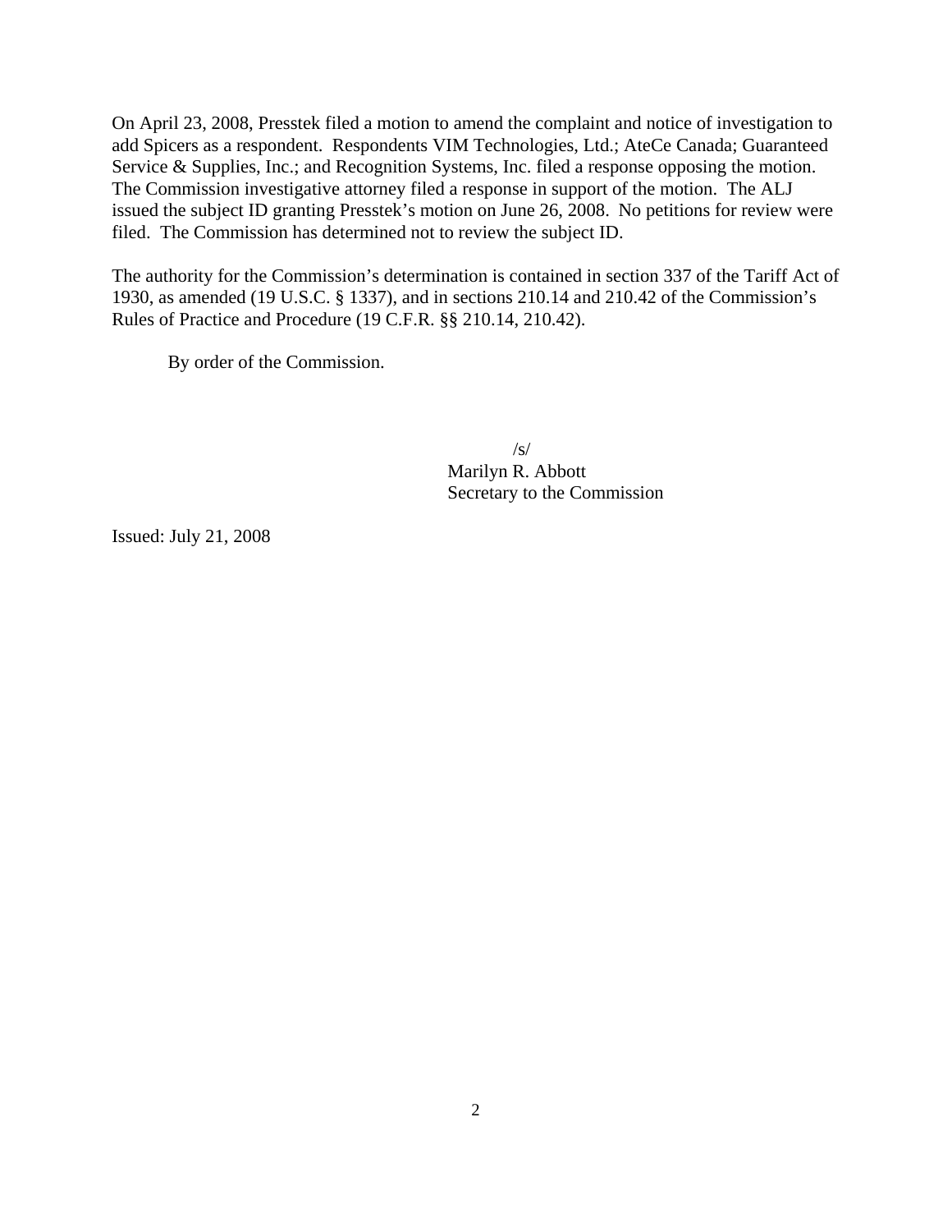On April 23, 2008, Presstek filed a motion to amend the complaint and notice of investigation to add Spicers as a respondent. Respondents VIM Technologies, Ltd.; AteCe Canada; Guaranteed Service & Supplies, Inc.; and Recognition Systems, Inc. filed a response opposing the motion. The Commission investigative attorney filed a response in support of the motion. The ALJ issued the subject ID granting Presstek's motion on June 26, 2008. No petitions for review were filed. The Commission has determined not to review the subject ID.

The authority for the Commission's determination is contained in section 337 of the Tariff Act of 1930, as amended (19 U.S.C. § 1337), and in sections 210.14 and 210.42 of the Commission's Rules of Practice and Procedure (19 C.F.R. §§ 210.14, 210.42).

By order of the Commission.

/s/
Marilyn R. Abbott
Secretary to the Commission

Issued: July 21, 2008